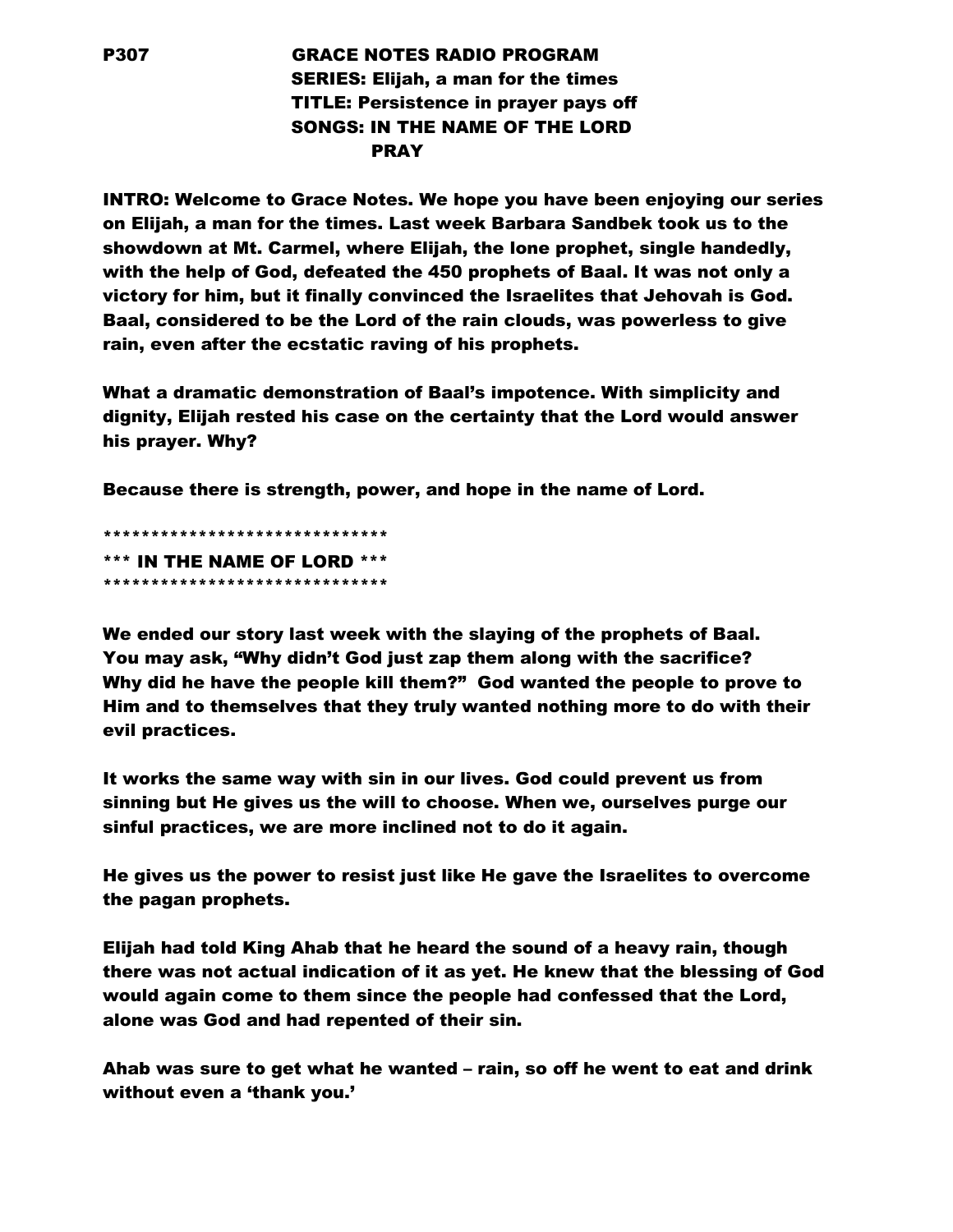**P307 GRACE NOTES RADIO PROGRAM**
**SERIES: Elijah, a man for the times**
**TITLE: Persistence in prayer pays off**
**SONGS: IN THE NAME OF THE LORD**
**PRAY**

**INTRO: Welcome to Grace Notes. We hope you have been enjoying our series on Elijah, a man for the times. Last week Barbara Sandbek took us to the showdown at Mt. Carmel, where Elijah, the lone prophet, single handedly, with the help of God, defeated the 450 prophets of Baal. It was not only a victory for him, but it finally convinced the Israelites that Jehovah is God. Baal, considered to be the Lord of the rain clouds, was powerless to give rain, even after the ecstatic raving of his prophets.**

**What a dramatic demonstration of Baal's impotence. With simplicity and dignity, Elijah rested his case on the certainty that the Lord would answer his prayer. Why?**

**Because there is strength, power, and hope in the name of Lord.**

**\*\*\*\*\*\*\*\*\*\*\*\*\*\*\*\*\*\*\*\*\*\*\*\*\*\*\*\*\*\*\***
**\*\*\* IN THE NAME OF LORD \*\*\***
**\*\*\*\*\*\*\*\*\*\*\*\*\*\*\*\*\*\*\*\*\*\*\*\*\*\*\*\*\*\*\***

**We ended our story last week with the slaying of the prophets of Baal. You may ask, "Why didn't God just zap them along with the sacrifice? Why did he have the people kill them?" God wanted the people to prove to Him and to themselves that they truly wanted nothing more to do with their evil practices.**

**It works the same way with sin in our lives. God could prevent us from sinning but He gives us the will to choose. When we, ourselves purge our sinful practices, we are more inclined not to do it again.**

**He gives us the power to resist just like He gave the Israelites to overcome the pagan prophets.**

**Elijah had told King Ahab that he heard the sound of a heavy rain, though there was not actual indication of it as yet. He knew that the blessing of God would again come to them since the people had confessed that the Lord, alone was God and had repented of their sin.**

**Ahab was sure to get what he wanted – rain, so off he went to eat and drink without even a 'thank you.'**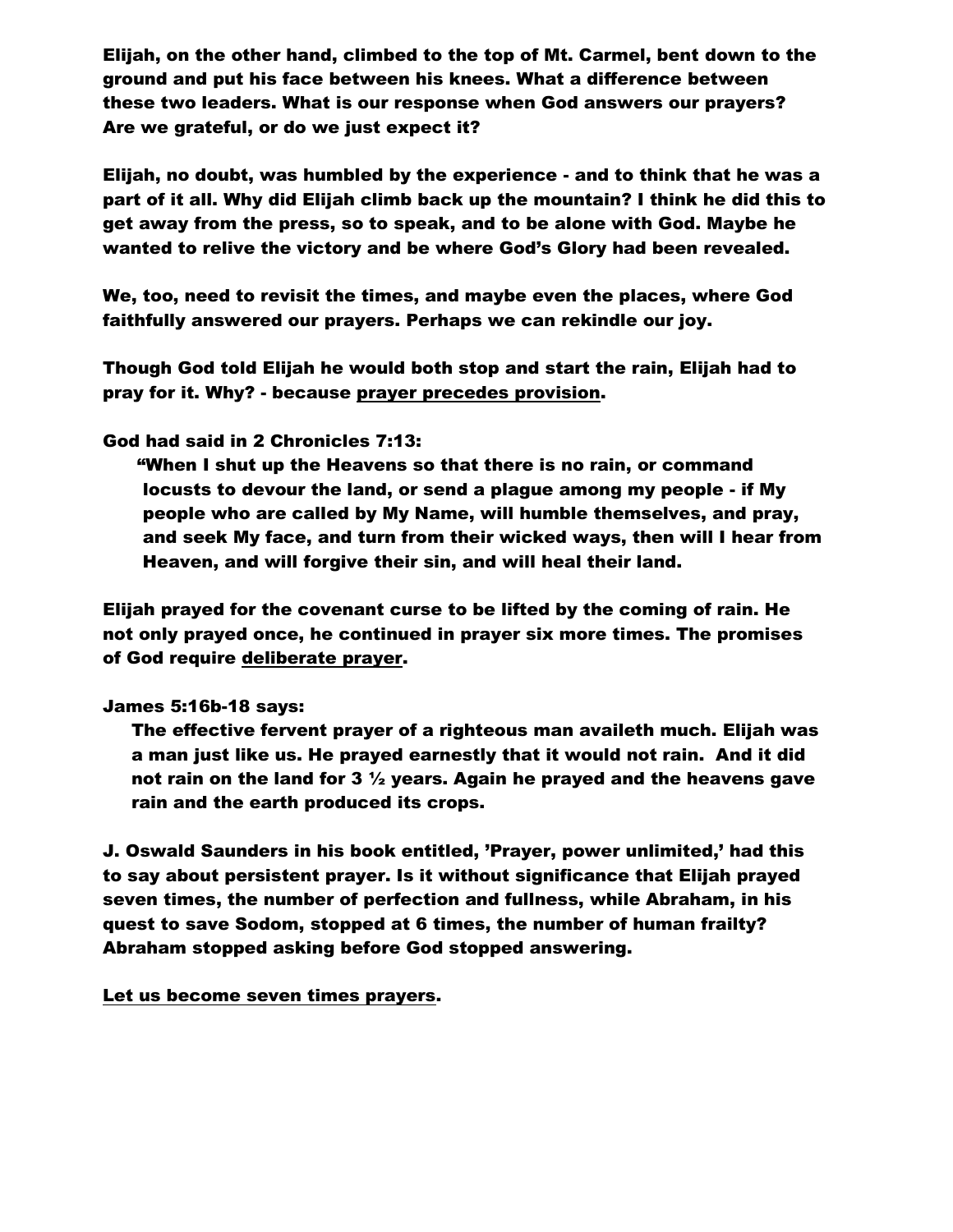**Elijah, on the other hand, climbed to the top of Mt. Carmel, bent down to the ground and put his face between his knees. What a difference between these two leaders. What is our response when God answers our prayers? Are we grateful, or do we just expect it?**

**Elijah, no doubt, was humbled by the experience - and to think that he was a part of it all. Why did Elijah climb back up the mountain? I think he did this to get away from the press, so to speak, and to be alone with God. Maybe he wanted to relive the victory and be where God's Glory had been revealed.**

**We, too, need to revisit the times, and maybe even the places, where God faithfully answered our prayers. Perhaps we can rekindle our joy.**

**Though God told Elijah he would both stop and start the rain, Elijah had to pray for it. Why? - because <u>prayer precedes provision</u>.**

**God had said in 2 Chronicles 7:13:**

> **"When I shut up the Heavens so that there is no rain, or command locusts to devour the land, or send a plague among my people - if My people who are called by My Name, will humble themselves, and pray, and seek My face, and turn from their wicked ways, then will I hear from Heaven, and will forgive their sin, and will heal their land.**

**Elijah prayed for the covenant curse to be lifted by the coming of rain. He not only prayed once, he continued in prayer six more times. The promises of God require <u>deliberate prayer</u>.**

**James 5:16b-18 says:**

> **The effective fervent prayer of a righteous man availeth much. Elijah was a man just like us. He prayed earnestly that it would not rain. And it did not rain on the land for 3 ½ years. Again he prayed and the heavens gave rain and the earth produced its crops.**

**J. Oswald Saunders in his book entitled, 'Prayer, power unlimited,' had this to say about persistent prayer. Is it without significance that Elijah prayed seven times, the number of perfection and fullness, while Abraham, in his quest to save Sodom, stopped at 6 times, the number of human frailty? Abraham stopped asking before God stopped answering.**

**<u>Let us become seven times prayers</u>.**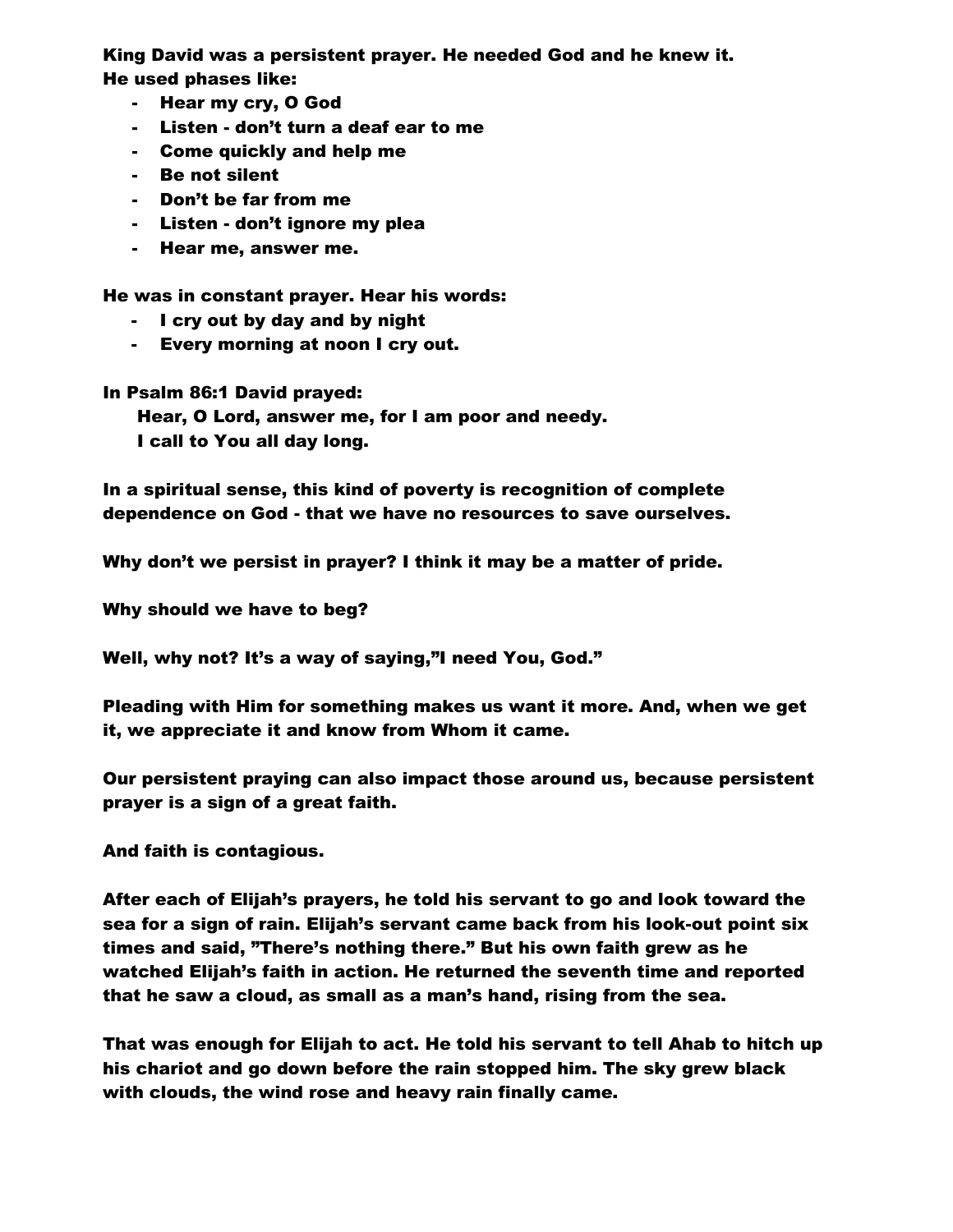**King David was a persistent prayer. He needed God and he knew it. He used phases like:**

- **Hear my cry, O God**
- **Listen - don't turn a deaf ear to me**
- **Come quickly and help me**
- **Be not silent**
- **Don't be far from me**
- **Listen - don't ignore my plea**
- **Hear me, answer me.**

**He was in constant prayer. Hear his words:**

- **I cry out by day and by night**
- **Every morning at noon I cry out.**

**In Psalm 86:1 David prayed:**

**Hear, O Lord, answer me, for I am poor and needy.**
**I call to You all day long.**

**In a spiritual sense, this kind of poverty is recognition of complete dependence on God - that we have no resources to save ourselves.**

**Why don't we persist in prayer? I think it may be a matter of pride.**

**Why should we have to beg?**

**Well, why not? It's a way of saying,"I need You, God."**

**Pleading with Him for something makes us want it more. And, when we get it, we appreciate it and know from Whom it came.**

**Our persistent praying can also impact those around us, because persistent prayer is a sign of a great faith.**

**And faith is contagious.**

**After each of Elijah's prayers, he told his servant to go and look toward the sea for a sign of rain. Elijah's servant came back from his look-out point six times and said, "There's nothing there." But his own faith grew as he watched Elijah's faith in action. He returned the seventh time and reported that he saw a cloud, as small as a man's hand, rising from the sea.**

**That was enough for Elijah to act. He told his servant to tell Ahab to hitch up his chariot and go down before the rain stopped him. The sky grew black with clouds, the wind rose and heavy rain finally came.**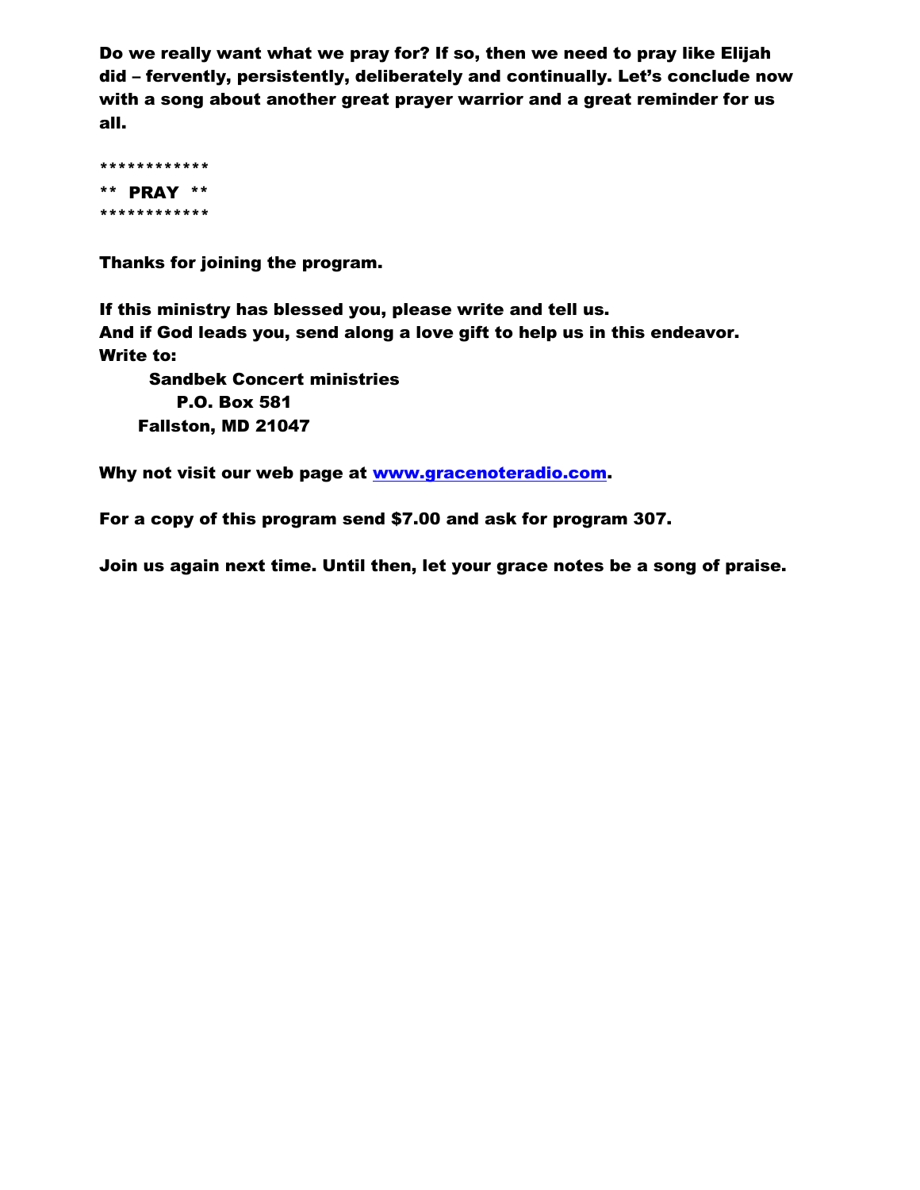**Do we really want what we pray for? If so, then we need to pray like Elijah did – fervently, persistently, deliberately and continually. Let's conclude now with a song about another great prayer warrior and a great reminder for us all.**

**************
** PRAY **
**************

**Thanks for joining the program.**

**If this ministry has blessed you, please write and tell us.**
**And if God leads you, send along a love gift to help us in this endeavor.**
**Write to:**

**Sandbek Concert ministries**
**P.O. Box 581**
**Fallston, MD 21047**

**Why not visit our web page at [www.gracenoteradio.com](http://www.gracenoteradio.com).**

**For a copy of this program send $7.00 and ask for program 307.**

**Join us again next time. Until then, let your grace notes be a song of praise.**